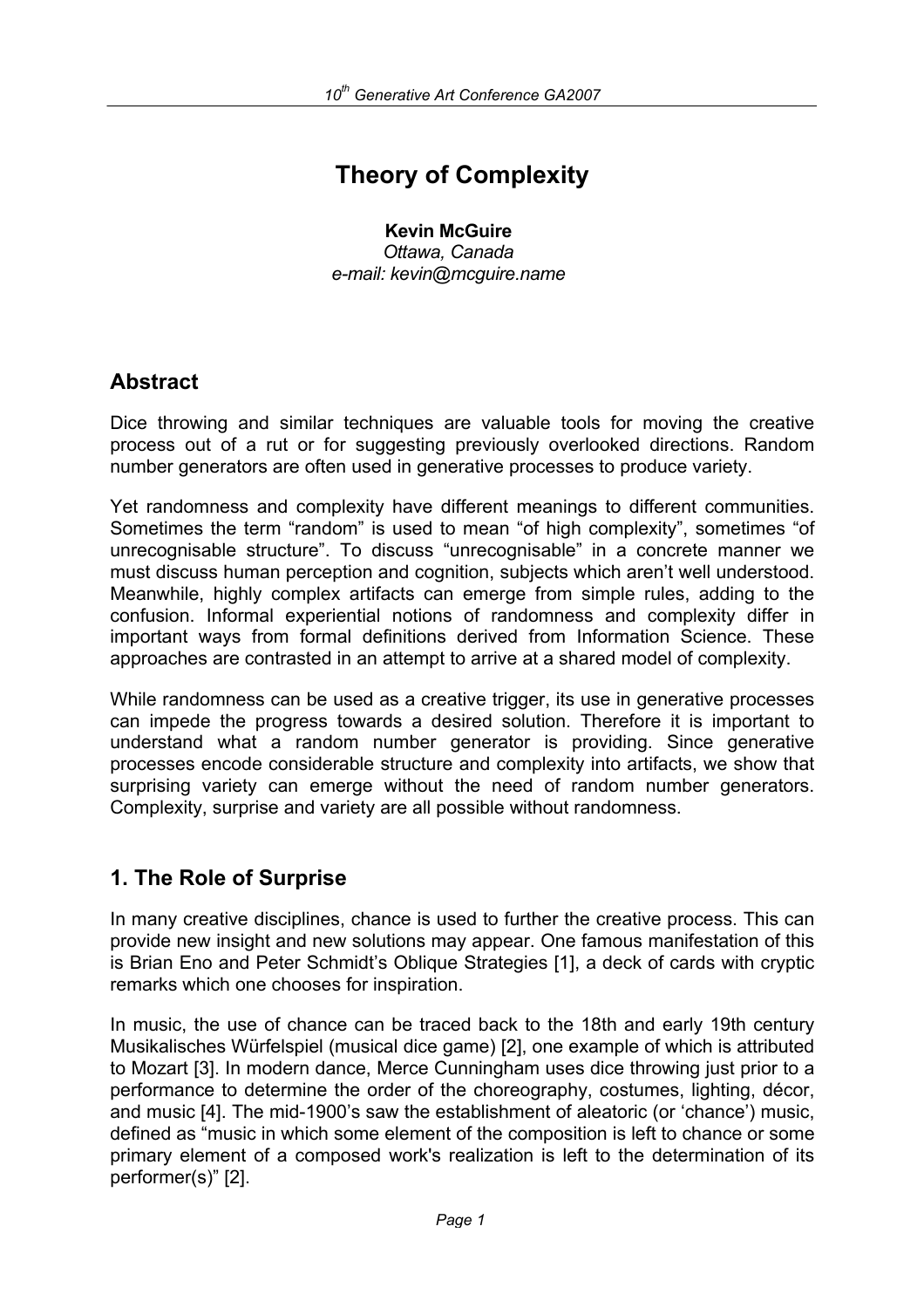# Theory of Complexity

**Kevin McGuire**
*Ottawa, Canada*
*e-mail: kevin@mcguire.name*

## Abstract

Dice throwing and similar techniques are valuable tools for moving the creative process out of a rut or for suggesting previously overlooked directions. Random number generators are often used in generative processes to produce variety.

Yet randomness and complexity have different meanings to different communities. Sometimes the term “random” is used to mean “of high complexity”, sometimes “of unrecognisable structure”. To discuss “unrecognisable” in a concrete manner we must discuss human perception and cognition, subjects which aren’t well understood. Meanwhile, highly complex artifacts can emerge from simple rules, adding to the confusion. Informal experiential notions of randomness and complexity differ in important ways from formal definitions derived from Information Science. These approaches are contrasted in an attempt to arrive at a shared model of complexity.

While randomness can be used as a creative trigger, its use in generative processes can impede the progress towards a desired solution. Therefore it is important to understand what a random number generator is providing. Since generative processes encode considerable structure and complexity into artifacts, we show that surprising variety can emerge without the need of random number generators. Complexity, surprise and variety are all possible without randomness.

## 1. The Role of Surprise

In many creative disciplines, chance is used to further the creative process. This can provide new insight and new solutions may appear. One famous manifestation of this is Brian Eno and Peter Schmidt’s Oblique Strategies [1], a deck of cards with cryptic remarks which one chooses for inspiration.

In music, the use of chance can be traced back to the 18th and early 19th century Musikalisches Würfelspiel (musical dice game) [2], one example of which is attributed to Mozart [3]. In modern dance, Merce Cunningham uses dice throwing just prior to a performance to determine the order of the choreography, costumes, lighting, décor, and music [4]. The mid-1900’s saw the establishment of aleatoric (or ‘chance’) music, defined as “music in which some element of the composition is left to chance or some primary element of a composed work's realization is left to the determination of its performer(s)” [2].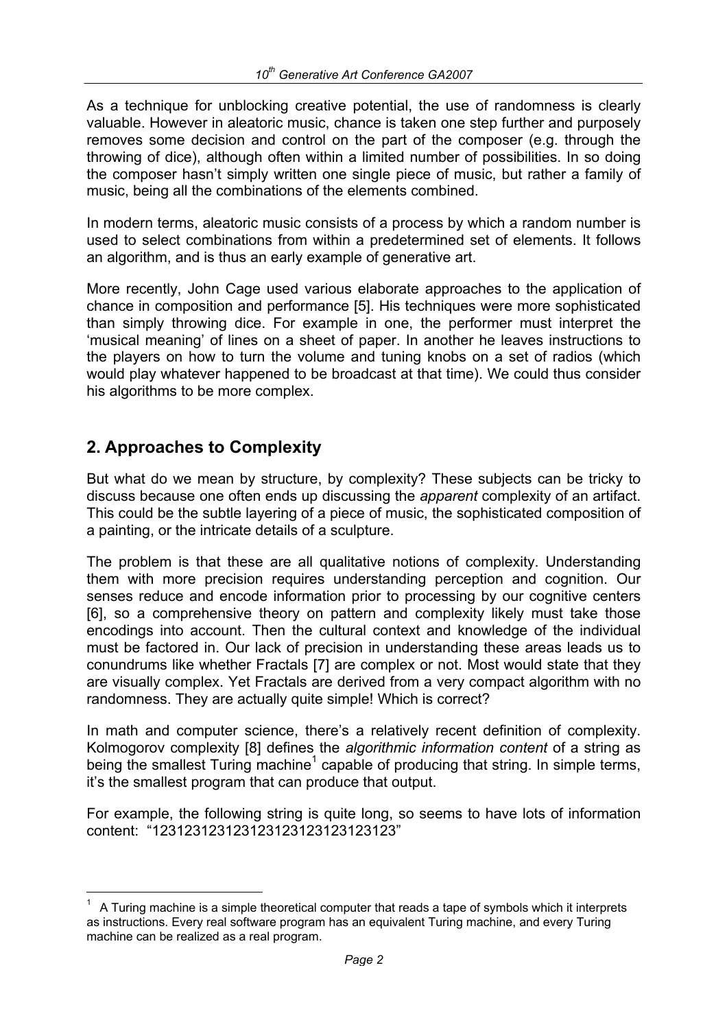As a technique for unblocking creative potential, the use of randomness is clearly valuable. However in aleatoric music, chance is taken one step further and purposely removes some decision and control on the part of the composer (e.g. through the throwing of dice), although often within a limited number of possibilities. In so doing the composer hasn't simply written one single piece of music, but rather a family of music, being all the combinations of the elements combined.

In modern terms, aleatoric music consists of a process by which a random number is used to select combinations from within a predetermined set of elements. It follows an algorithm, and is thus an early example of generative art.

More recently, John Cage used various elaborate approaches to the application of chance in composition and performance [5]. His techniques were more sophisticated than simply throwing dice. For example in one, the performer must interpret the 'musical meaning' of lines on a sheet of paper. In another he leaves instructions to the players on how to turn the volume and tuning knobs on a set of radios (which would play whatever happened to be broadcast at that time). We could thus consider his algorithms to be more complex.

## 2. Approaches to Complexity

But what do we mean by structure, by complexity? These subjects can be tricky to discuss because one often ends up discussing the *apparent* complexity of an artifact. This could be the subtle layering of a piece of music, the sophisticated composition of a painting, or the intricate details of a sculpture.

The problem is that these are all qualitative notions of complexity. Understanding them with more precision requires understanding perception and cognition. Our senses reduce and encode information prior to processing by our cognitive centers [6], so a comprehensive theory on pattern and complexity likely must take those encodings into account. Then the cultural context and knowledge of the individual must be factored in. Our lack of precision in understanding these areas leads us to conundrums like whether Fractals [7] are complex or not. Most would state that they are visually complex. Yet Fractals are derived from a very compact algorithm with no randomness. They are actually quite simple! Which is correct?

In math and computer science, there's a relatively recent definition of complexity. Kolmogorov complexity [8] defines the *algorithmic information content* of a string as being the smallest Turing machine[1] capable of producing that string. In simple terms, it's the smallest program that can produce that output.

For example, the following string is quite long, so seems to have lots of information content: "123123123123123123123123123123"

---

[1] A Turing machine is a simple theoretical computer that reads a tape of symbols which it interprets as instructions. Every real software program has an equivalent Turing machine, and every Turing machine can be realized as a real program.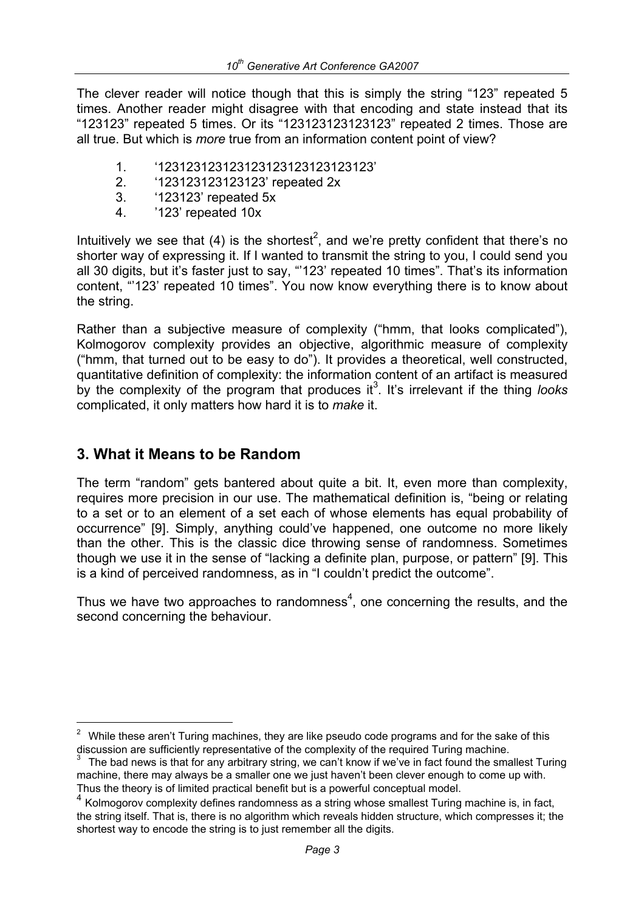The clever reader will notice though that this is simply the string “123” repeated 5 times. Another reader might disagree with that encoding and state instead that its “123123” repeated 5 times. Or its “123123123123123” repeated 2 times. Those are all true. But which is *more* true from an information content point of view?

1. ‘123123123123123123123123123123’
2. ‘123123123123123’ repeated 2x
3. ‘123123’ repeated 5x
4. ’123’ repeated 10x

Intuitively we see that (4) is the shortest[2], and we’re pretty confident that there’s no shorter way of expressing it. If I wanted to transmit the string to you, I could send you all 30 digits, but it’s faster just to say, “’123’ repeated 10 times”. That’s its information content, “’123’ repeated 10 times”. You now know everything there is to know about the string.

Rather than a subjective measure of complexity (“hmm, that looks complicated”), Kolmogorov complexity provides an objective, algorithmic measure of complexity (“hmm, that turned out to be easy to do”). It provides a theoretical, well constructed, quantitative definition of complexity: the information content of an artifact is measured by the complexity of the program that produces it[3]. It’s irrelevant if the thing *looks* complicated, it only matters how hard it is to *make* it.

## 3. What it Means to be Random

The term “random” gets bantered about quite a bit. It, even more than complexity, requires more precision in our use. The mathematical definition is, “being or relating to a set or to an element of a set each of whose elements has equal probability of occurrence” [9]. Simply, anything could’ve happened, one outcome no more likely than the other. This is the classic dice throwing sense of randomness. Sometimes though we use it in the sense of “lacking a definite plan, purpose, or pattern” [9]. This is a kind of perceived randomness, as in “I couldn’t predict the outcome”.

Thus we have two approaches to randomness[4], one concerning the results, and the second concerning the behaviour.

---

[2] While these aren’t Turing machines, they are like pseudo code programs and for the sake of this discussion are sufficiently representative of the complexity of the required Turing machine.

[3] The bad news is that for any arbitrary string, we can’t know if we’ve in fact found the smallest Turing machine, there may always be a smaller one we just haven’t been clever enough to come up with. Thus the theory is of limited practical benefit but is a powerful conceptual model.

[4] Kolmogorov complexity defines randomness as a string whose smallest Turing machine is, in fact, the string itself. That is, there is no algorithm which reveals hidden structure, which compresses it; the shortest way to encode the string is to just remember all the digits.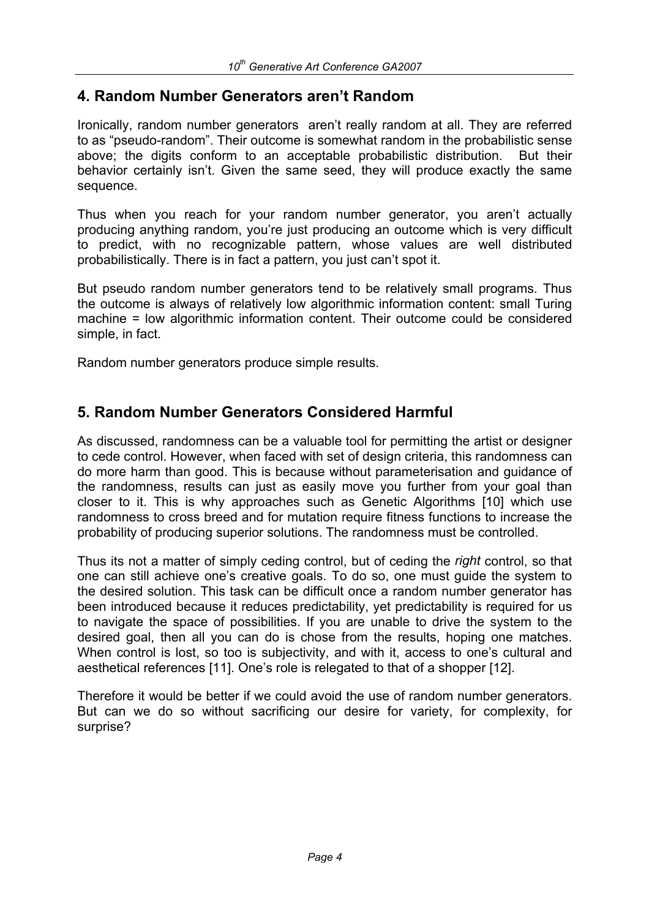## 4. Random Number Generators aren't Random

Ironically, random number generators aren't really random at all. They are referred to as "pseudo-random". Their outcome is somewhat random in the probabilistic sense above; the digits conform to an acceptable probabilistic distribution. But their behavior certainly isn't. Given the same seed, they will produce exactly the same sequence.

Thus when you reach for your random number generator, you aren't actually producing anything random, you're just producing an outcome which is very difficult to predict, with no recognizable pattern, whose values are well distributed probabilistically. There is in fact a pattern, you just can't spot it.

But pseudo random number generators tend to be relatively small programs. Thus the outcome is always of relatively low algorithmic information content: small Turing machine = low algorithmic information content. Their outcome could be considered simple, in fact.

Random number generators produce simple results.

## 5. Random Number Generators Considered Harmful

As discussed, randomness can be a valuable tool for permitting the artist or designer to cede control. However, when faced with set of design criteria, this randomness can do more harm than good. This is because without parameterisation and guidance of the randomness, results can just as easily move you further from your goal than closer to it. This is why approaches such as Genetic Algorithms [10] which use randomness to cross breed and for mutation require fitness functions to increase the probability of producing superior solutions. The randomness must be controlled.

Thus its not a matter of simply ceding control, but of ceding the *right* control, so that one can still achieve one's creative goals. To do so, one must guide the system to the desired solution. This task can be difficult once a random number generator has been introduced because it reduces predictability, yet predictability is required for us to navigate the space of possibilities. If you are unable to drive the system to the desired goal, then all you can do is chose from the results, hoping one matches. When control is lost, so too is subjectivity, and with it, access to one's cultural and aesthetical references [11]. One's role is relegated to that of a shopper [12].

Therefore it would be better if we could avoid the use of random number generators. But can we do so without sacrificing our desire for variety, for complexity, for surprise?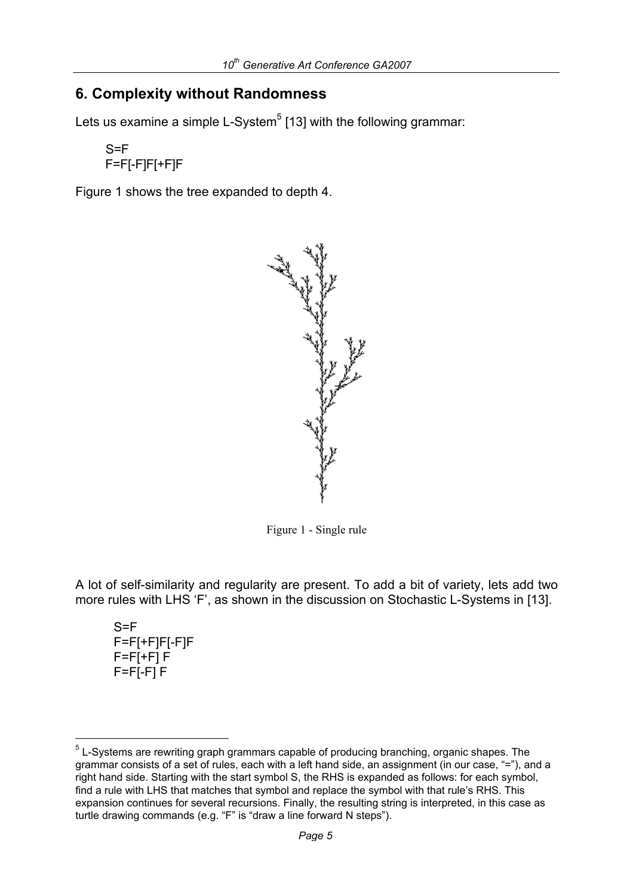## 6. Complexity without Randomness

Lets us examine a simple L-System[5] [13] with the following grammar:

```
S=F
F=F[-F]F[+F]F
```

Figure 1 shows the tree expanded to depth 4.

Figure 1 - Single rule

A lot of self-similarity and regularity are present. To add a bit of variety, lets add two more rules with LHS 'F', as shown in the discussion on Stochastic L-Systems in [13].

```
S=F
F=F[+F]F[-F]F
F=F[+F] F
F=F[-F] F
```

[5] L-Systems are rewriting graph grammars capable of producing branching, organic shapes. The grammar consists of a set of rules, each with a left hand side, an assignment (in our case, "="), and a right hand side. Starting with the start symbol S, the RHS is expanded as follows: for each symbol, find a rule with LHS that matches that symbol and replace the symbol with that rule's RHS. This expansion continues for several recursions. Finally, the resulting string is interpreted, in this case as turtle drawing commands (e.g. "F" is "draw a line forward N steps").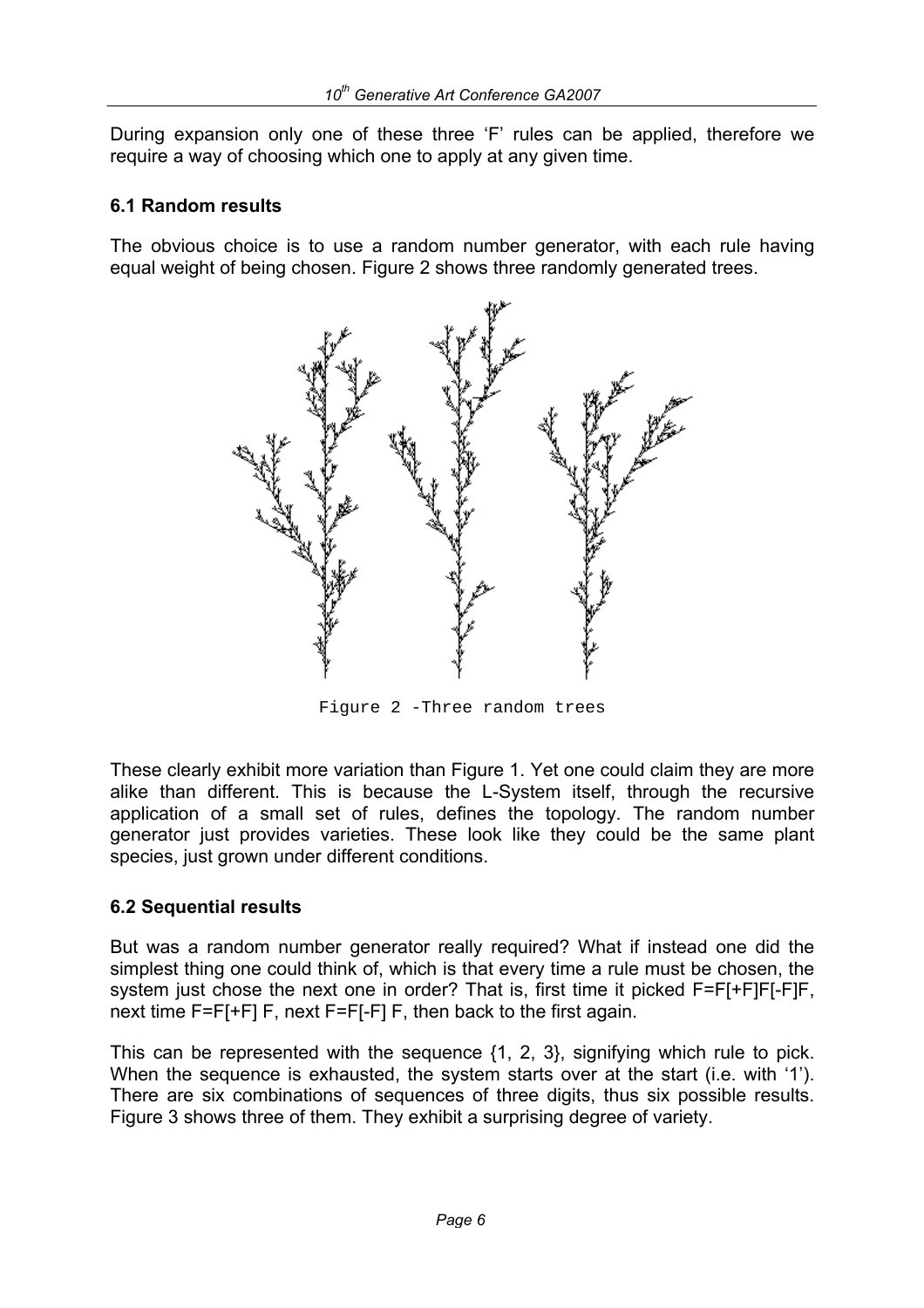During expansion only one of these three ‘F’ rules can be applied, therefore we require a way of choosing which one to apply at any given time.

### 6.1 Random results

The obvious choice is to use a random number generator, with each rule having equal weight of being chosen. Figure 2 shows three randomly generated trees.

Figure 2 -Three random trees

These clearly exhibit more variation than Figure 1. Yet one could claim they are more alike than different. This is because the L-System itself, through the recursive application of a small set of rules, defines the topology. The random number generator just provides varieties. These look like they could be the same plant species, just grown under different conditions.

### 6.2 Sequential results

But was a random number generator really required? What if instead one did the simplest thing one could think of, which is that every time a rule must be chosen, the system just chose the next one in order? That is, first time it picked F=F[+F]F[-F]F, next time F=F[+F] F, next F=F[-F] F, then back to the first again.

This can be represented with the sequence {1, 2, 3}, signifying which rule to pick. When the sequence is exhausted, the system starts over at the start (i.e. with ‘1’). There are six combinations of sequences of three digits, thus six possible results. Figure 3 shows three of them. They exhibit a surprising degree of variety.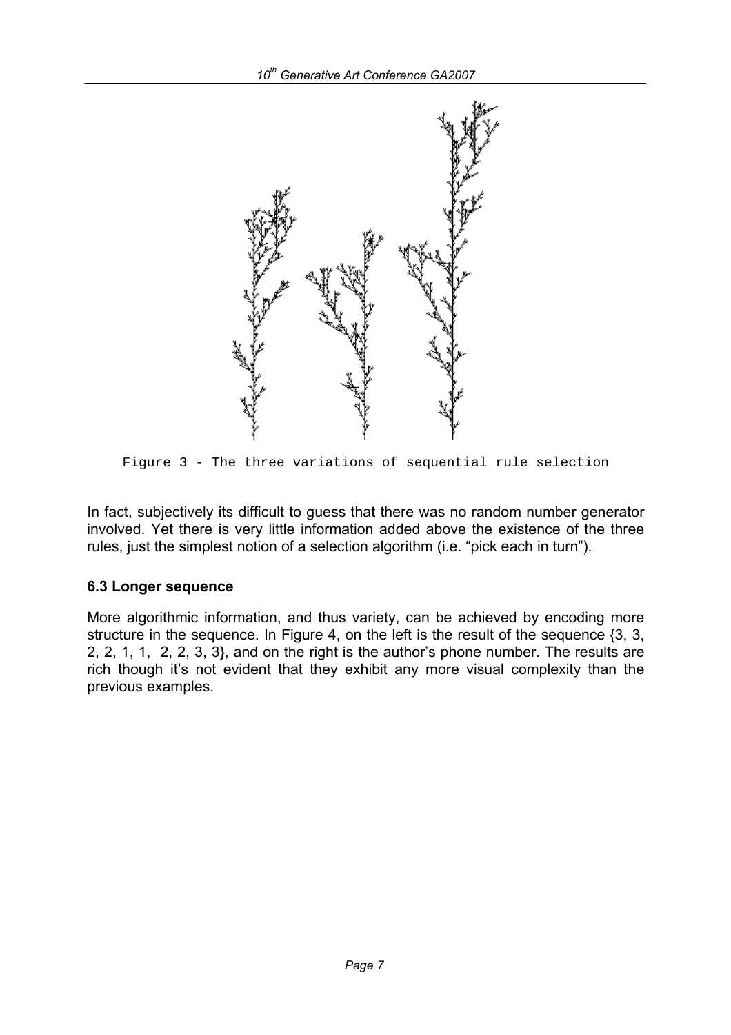Figure 3 - The three variations of sequential rule selection

In fact, subjectively its difficult to guess that there was no random number generator involved. Yet there is very little information added above the existence of the three rules, just the simplest notion of a selection algorithm (i.e. "pick each in turn").

### 6.3 Longer sequence

More algorithmic information, and thus variety, can be achieved by encoding more structure in the sequence. In Figure 4, on the left is the result of the sequence {3, 3, 2, 2, 1, 1,  2, 2, 3, 3}, and on the right is the author's phone number. The results are rich though it's not evident that they exhibit any more visual complexity than the previous examples.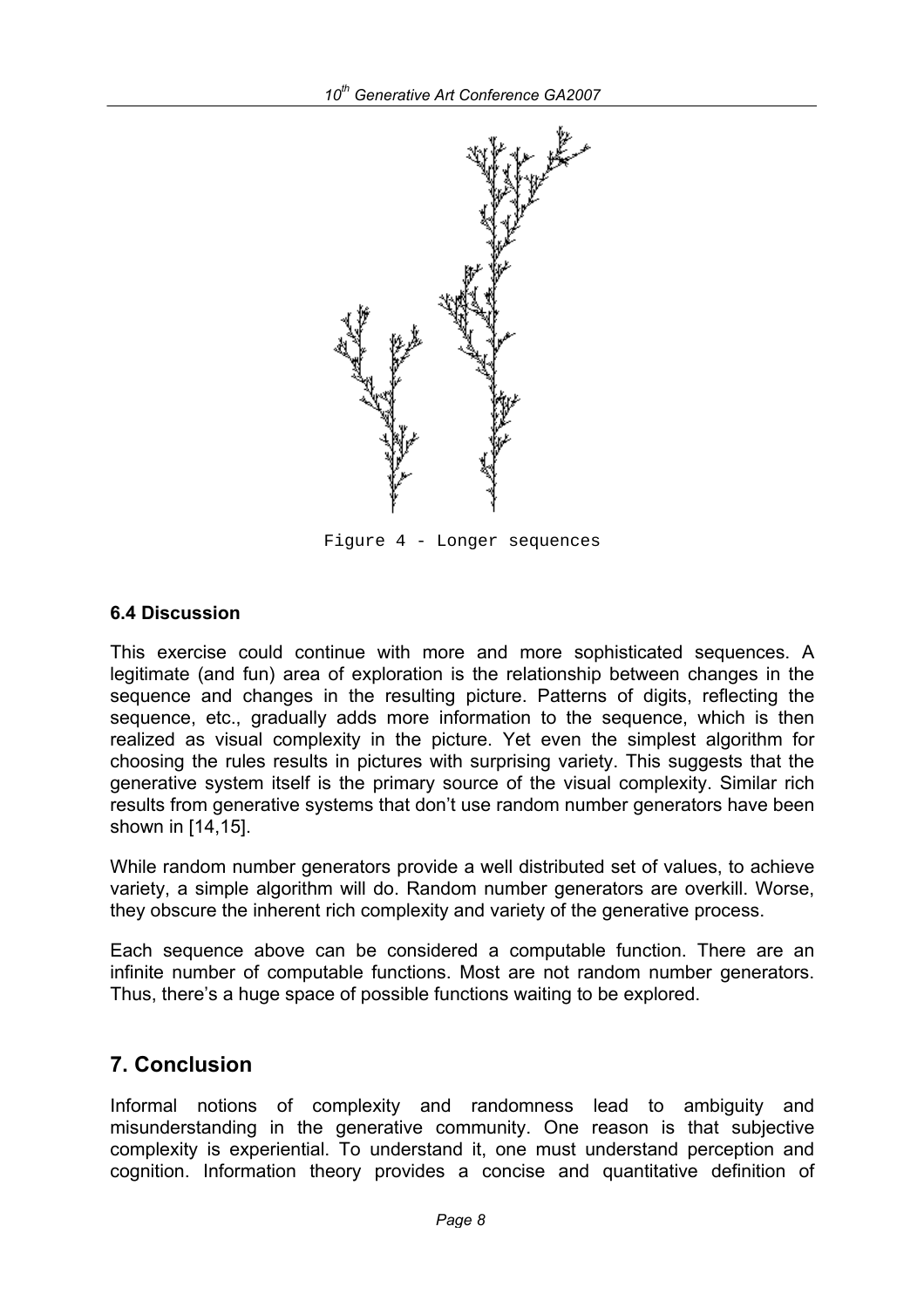Figure 4 - Longer sequences

### 6.4 Discussion

This exercise could continue with more and more sophisticated sequences. A legitimate (and fun) area of exploration is the relationship between changes in the sequence and changes in the resulting picture. Patterns of digits, reflecting the sequence, etc., gradually adds more information to the sequence, which is then realized as visual complexity in the picture. Yet even the simplest algorithm for choosing the rules results in pictures with surprising variety. This suggests that the generative system itself is the primary source of the visual complexity. Similar rich results from generative systems that don't use random number generators have been shown in [14,15].

While random number generators provide a well distributed set of values, to achieve variety, a simple algorithm will do. Random number generators are overkill. Worse, they obscure the inherent rich complexity and variety of the generative process.

Each sequence above can be considered a computable function. There are an infinite number of computable functions. Most are not random number generators. Thus, there's a huge space of possible functions waiting to be explored.

## 7. Conclusion

Informal notions of complexity and randomness lead to ambiguity and misunderstanding in the generative community. One reason is that subjective complexity is experiential. To understand it, one must understand perception and cognition. Information theory provides a concise and quantitative definition of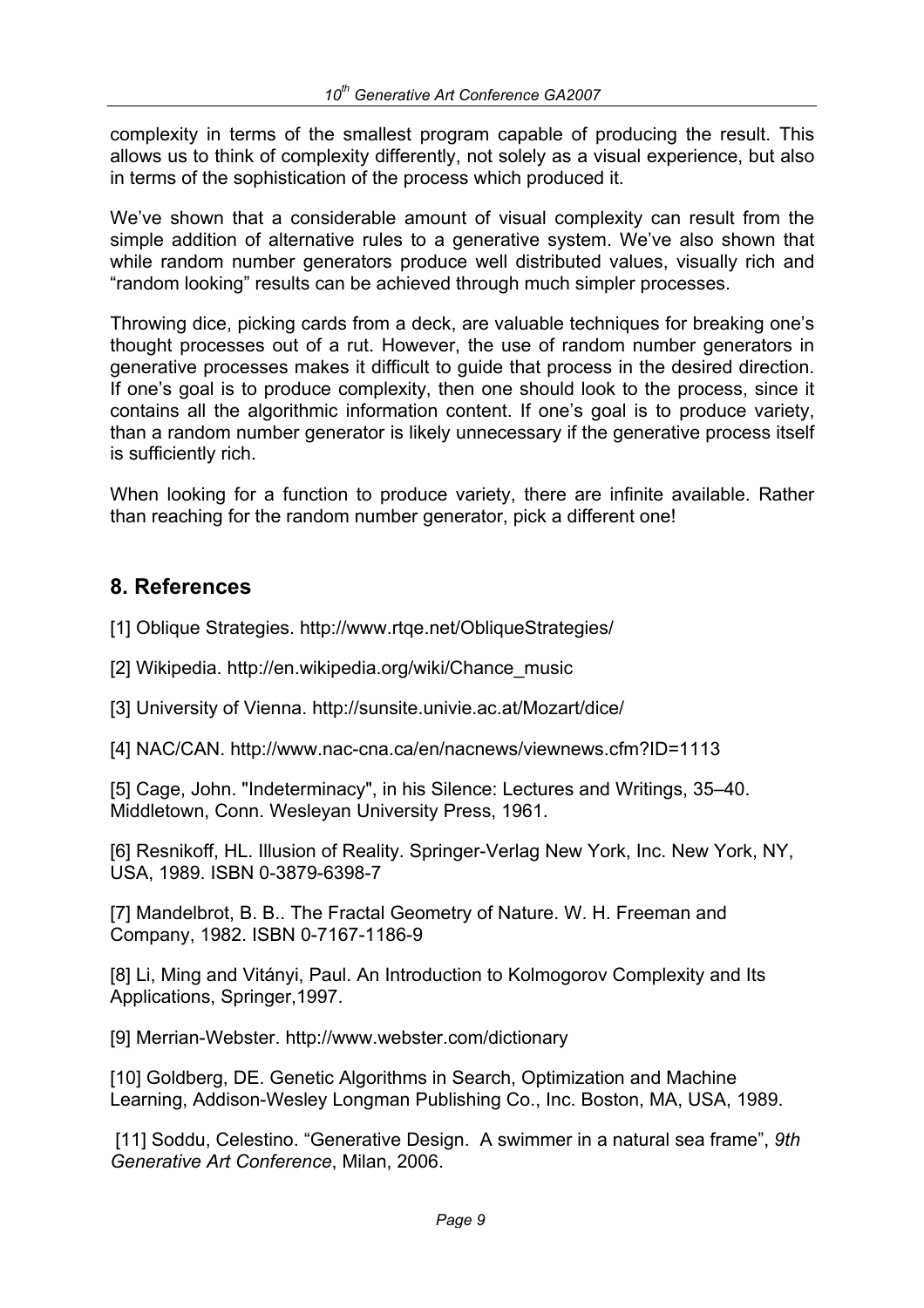complexity in terms of the smallest program capable of producing the result. This allows us to think of complexity differently, not solely as a visual experience, but also in terms of the sophistication of the process which produced it.

We've shown that a considerable amount of visual complexity can result from the simple addition of alternative rules to a generative system. We've also shown that while random number generators produce well distributed values, visually rich and "random looking" results can be achieved through much simpler processes.

Throwing dice, picking cards from a deck, are valuable techniques for breaking one's thought processes out of a rut. However, the use of random number generators in generative processes makes it difficult to guide that process in the desired direction. If one's goal is to produce complexity, then one should look to the process, since it contains all the algorithmic information content. If one's goal is to produce variety, than a random number generator is likely unnecessary if the generative process itself is sufficiently rich.

When looking for a function to produce variety, there are infinite available. Rather than reaching for the random number generator, pick a different one!

## 8. References

[1] Oblique Strategies. http://www.rtqe.net/ObliqueStrategies/

[2] Wikipedia. http://en.wikipedia.org/wiki/Chance_music

[3] University of Vienna. http://sunsite.univie.ac.at/Mozart/dice/

[4] NAC/CAN. http://www.nac-cna.ca/en/nacnews/viewnews.cfm?ID=1113

[5] Cage, John. "Indeterminacy", in his Silence: Lectures and Writings, 35–40. Middletown, Conn. Wesleyan University Press, 1961.

[6] Resnikoff, HL. Illusion of Reality. Springer-Verlag New York, Inc. New York, NY, USA, 1989. ISBN 0-3879-6398-7

[7] Mandelbrot, B. B.. The Fractal Geometry of Nature. W. H. Freeman and Company, 1982. ISBN 0-7167-1186-9

[8] Li, Ming and Vitányi, Paul. An Introduction to Kolmogorov Complexity and Its Applications, Springer,1997.

[9] Merrian-Webster. http://www.webster.com/dictionary

[10] Goldberg, DE. Genetic Algorithms in Search, Optimization and Machine Learning, Addison-Wesley Longman Publishing Co., Inc. Boston, MA, USA, 1989.

[11] Soddu, Celestino. "Generative Design. A swimmer in a natural sea frame", *9th Generative Art Conference*, Milan, 2006.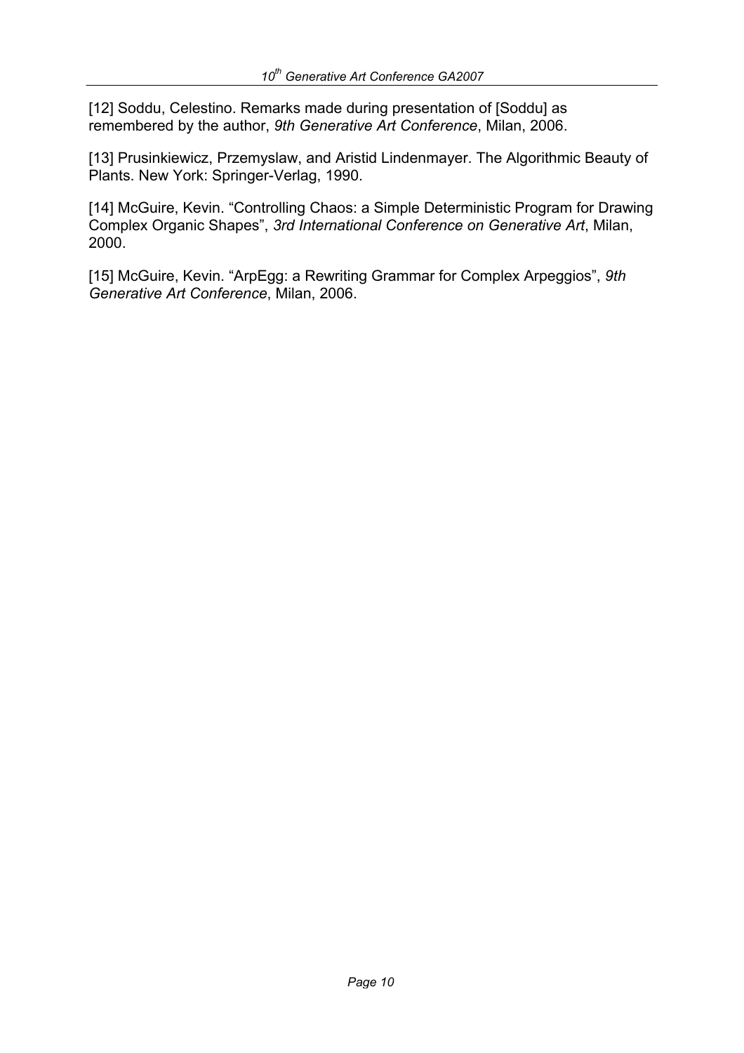[12] Soddu, Celestino. Remarks made during presentation of [Soddu] as remembered by the author, *9th Generative Art Conference*, Milan, 2006.

[13] Prusinkiewicz, Przemyslaw, and Aristid Lindenmayer. The Algorithmic Beauty of Plants. New York: Springer-Verlag, 1990.

[14] McGuire, Kevin. "Controlling Chaos: a Simple Deterministic Program for Drawing Complex Organic Shapes", *3rd International Conference on Generative Art*, Milan, 2000.

[15] McGuire, Kevin. "ArpEgg: a Rewriting Grammar for Complex Arpeggios", *9th Generative Art Conference*, Milan, 2006.